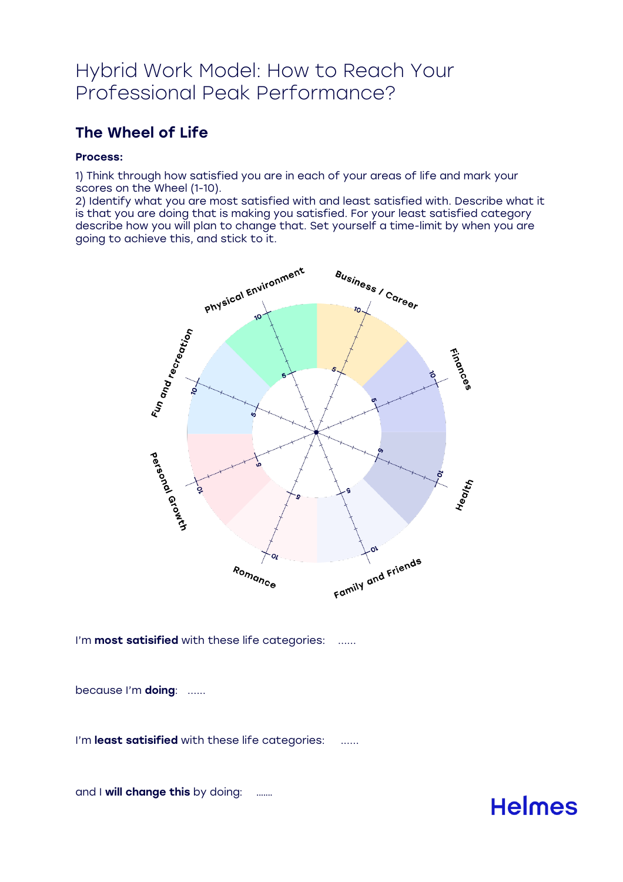# Hybrid Work Model: How to Reach Your Professional Peak Performance?

## The Wheel of Life

**Process:**

1) Think through how satisfied you are in each of your areas of life and mark your scores on the Wheel (1-10).
2) Identify what you are most satisfied with and least satisfied with. Describe what it is that you are doing that is making you satisfied. For your least satisfied category describe how you will plan to change that. Set yourself a time-limit by when you are going to achieve this, and stick to it.

Physical Environment
Business / Career
Finances
Health
Family and Friends
Romance
Personal Growth
Fun and recreation

I'm **most satisified** with these life categories: ......

because I'm **doing**: ......

I'm **least satisified** with these life categories: ......

and I **will change this** by doing: .......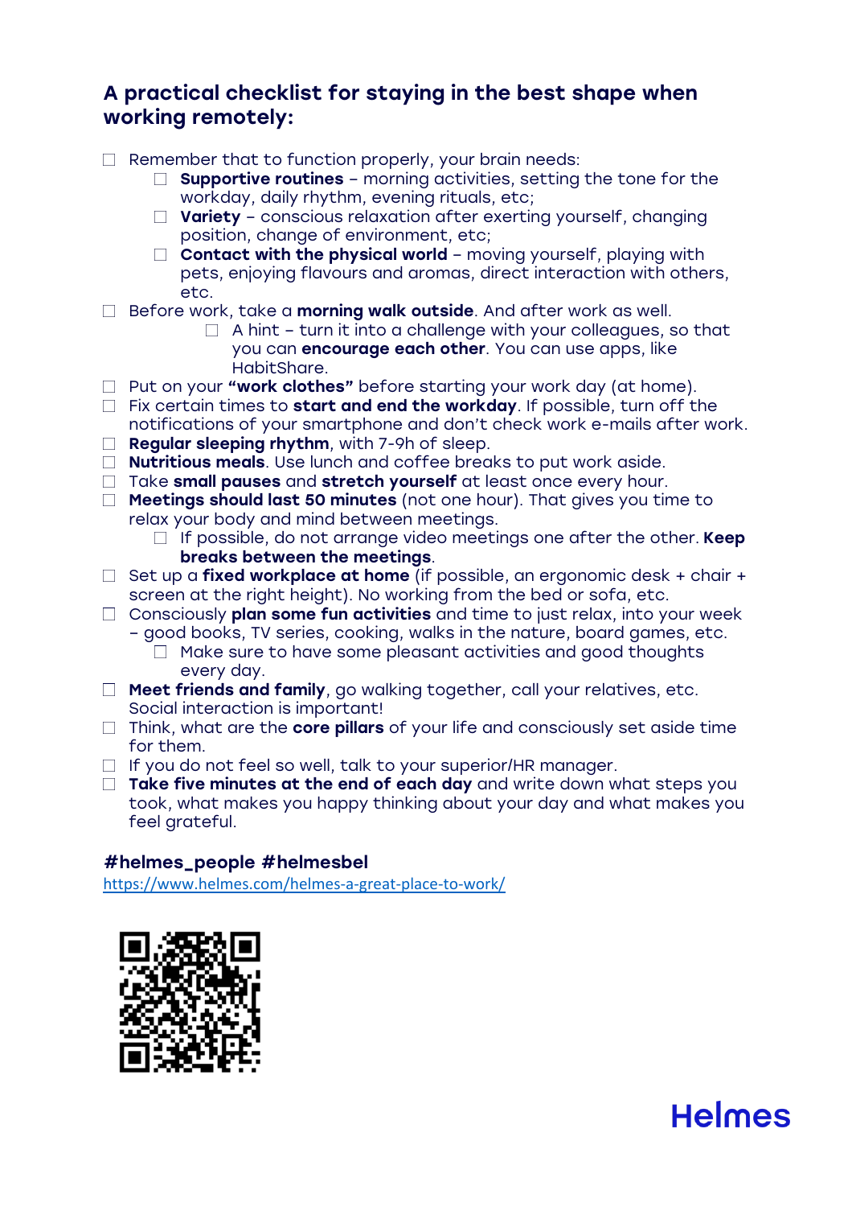## A practical checklist for staying in the best shape when working remotely:

- ☐ Remember that to function properly, your brain needs:
  - ☐ **Supportive routines** – morning activities, setting the tone for the workday, daily rhythm, evening rituals, etc;
  - ☐ **Variety** – conscious relaxation after exerting yourself, changing position, change of environment, etc;
  - ☐ **Contact with the physical world** – moving yourself, playing with pets, enjoying flavours and aromas, direct interaction with others, etc.
- ☐ Before work, take a **morning walk outside**. And after work as well.
  - ☐ A hint – turn it into a challenge with your colleagues, so that you can **encourage each other**. You can use apps, like HabitShare.
- ☐ Put on your **"work clothes"** before starting your work day (at home).
- ☐ Fix certain times to **start and end the workday**. If possible, turn off the notifications of your smartphone and don't check work e-mails after work.
- ☐ **Regular sleeping rhythm**, with 7-9h of sleep.
- ☐ **Nutritious meals**. Use lunch and coffee breaks to put work aside.
- ☐ Take **small pauses** and **stretch yourself** at least once every hour.
- ☐ **Meetings should last 50 minutes** (not one hour). That gives you time to relax your body and mind between meetings.
  - ☐ If possible, do not arrange video meetings one after the other. **Keep breaks between the meetings**.
- ☐ Set up a **fixed workplace at home** (if possible, an ergonomic desk + chair + screen at the right height). No working from the bed or sofa, etc.
- ☐ Consciously **plan some fun activities** and time to just relax, into your week – good books, TV series, cooking, walks in the nature, board games, etc.
  - ☐ Make sure to have some pleasant activities and good thoughts every day.
- ☐ **Meet friends and family**, go walking together, call your relatives, etc. Social interaction is important!
- ☐ Think, what are the **core pillars** of your life and consciously set aside time for them.
- ☐ If you do not feel so well, talk to your superior/HR manager.
- ☐ **Take five minutes at the end of each day** and write down what steps you took, what makes you happy thinking about your day and what makes you feel grateful.

**#helmes_people #helmesbel**

https://www.helmes.com/helmes-a-great-place-to-work/

Helmes